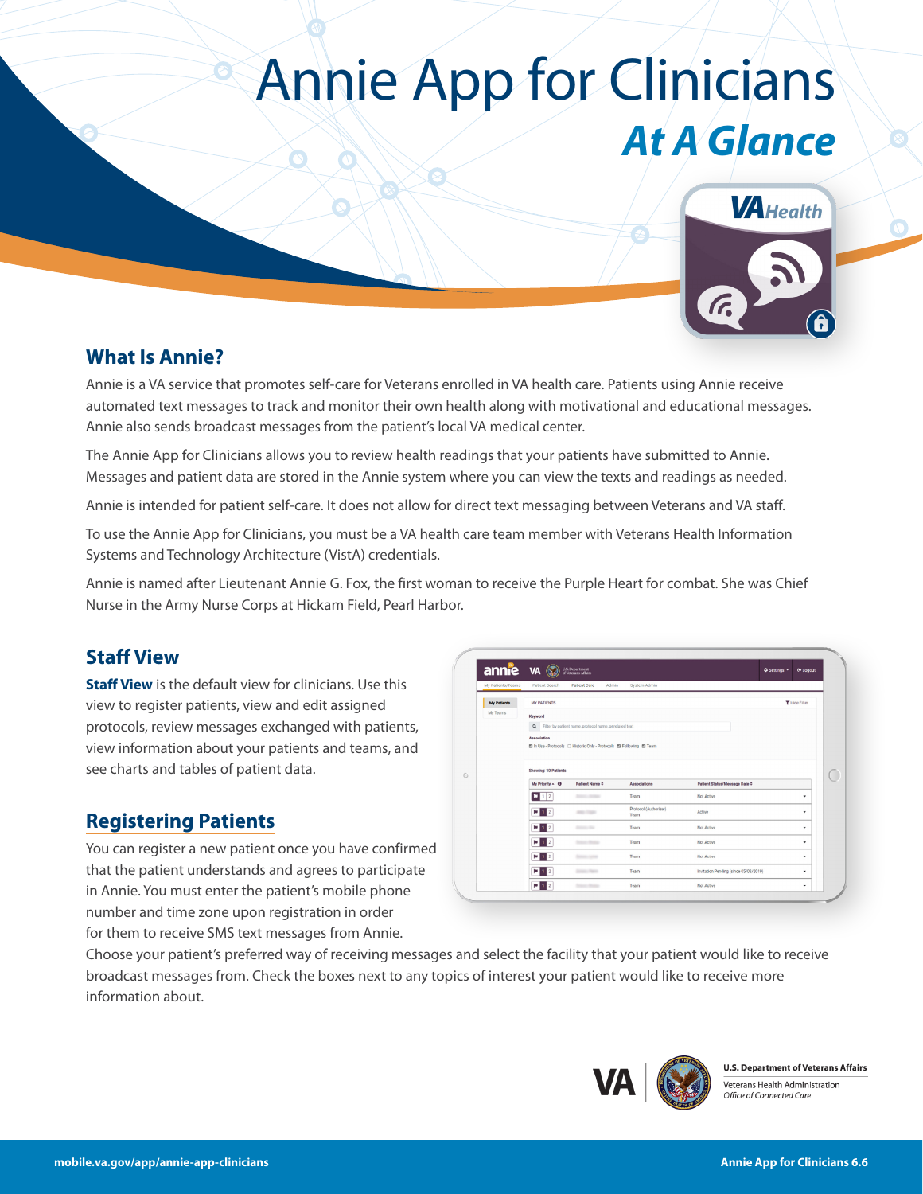# Annie App for Clinicians

## *At A Glance*

## What Is Annie?

Annie is a VA service that promotes self-care for Veterans enrolled in VA health care. Patients using Annie receive automated text messages to track and monitor their own health along with motivational and educational messages. Annie also sends broadcast messages from the patient's local VA medical center.

The Annie App for Clinicians allows you to review health readings that your patients have submitted to Annie. Messages and patient data are stored in the Annie system where you can view the texts and readings as needed.

Annie is intended for patient self-care. It does not allow for direct text messaging between Veterans and VA staff.

To use the Annie App for Clinicians, you must be a VA health care team member with Veterans Health Information Systems and Technology Architecture (VistA) credentials.

Annie is named after Lieutenant Annie G. Fox, the first woman to receive the Purple Heart for combat. She was Chief Nurse in the Army Nurse Corps at Hickam Field, Pearl Harbor.

## Staff View

**Staff View** is the default view for clinicians. Use this view to register patients, view and edit assigned protocols, review messages exchanged with patients, view information about your patients and teams, and see charts and tables of patient data.

## Registering Patients

You can register a new patient once you have confirmed that the patient understands and agrees to participate in Annie. You must enter the patient's mobile phone number and time zone upon registration in order for them to receive SMS text messages from Annie. Choose your patient's preferred way of receiving messages and select the facility that your patient would like to receive broadcast messages from. Check the boxes next to any topics of interest your patient would like to receive more information about.

**U.S. Department of Veterans Affairs**
Veterans Health Administration
*Office of Connected Care*

mobile.va.gov/app/annie-app-clinicians

Annie App for Clinicians 6.6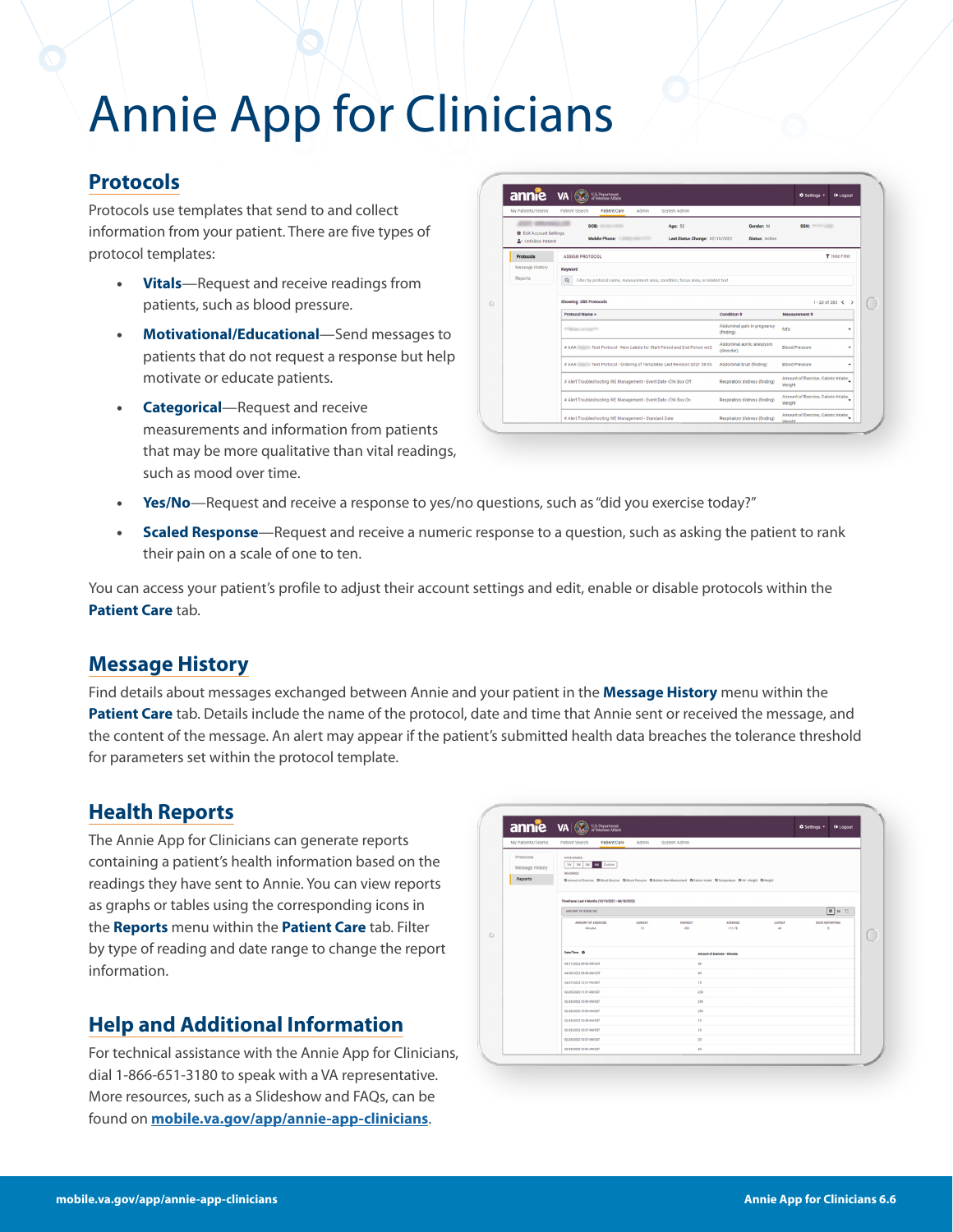# Annie App for Clinicians

## Protocols

Protocols use templates that send to and collect information from your patient. There are five types of protocol templates:

- **Vitals**—Request and receive readings from patients, such as blood pressure.
- **Motivational/Educational**—Send messages to patients that do not request a response but help motivate or educate patients.
- **Categorical**—Request and receive measurements and information from patients that may be more qualitative than vital readings, such as mood over time.
- **Yes/No**—Request and receive a response to yes/no questions, such as "did you exercise today?"
- **Scaled Response**—Request and receive a numeric response to a question, such as asking the patient to rank their pain on a scale of one to ten.

You can access your patient's profile to adjust their account settings and edit, enable or disable protocols within the **Patient Care** tab.

## Message History

Find details about messages exchanged between Annie and your patient in the **Message History** menu within the **Patient Care** tab. Details include the name of the protocol, date and time that Annie sent or received the message, and the content of the message. An alert may appear if the patient's submitted health data breaches the tolerance threshold for parameters set within the protocol template.

## Health Reports

The Annie App for Clinicians can generate reports containing a patient's health information based on the readings they have sent to Annie. You can view reports as graphs or tables using the corresponding icons in the **Reports** menu within the **Patient Care** tab. Filter by type of reading and date range to change the report information.

## Help and Additional Information

For technical assistance with the Annie App for Clinicians, dial 1-866-651-3180 to speak with a VA representative. More resources, such as a Slideshow and FAQs, can be found on **mobile.va.gov/app/annie-app-clinicians**.